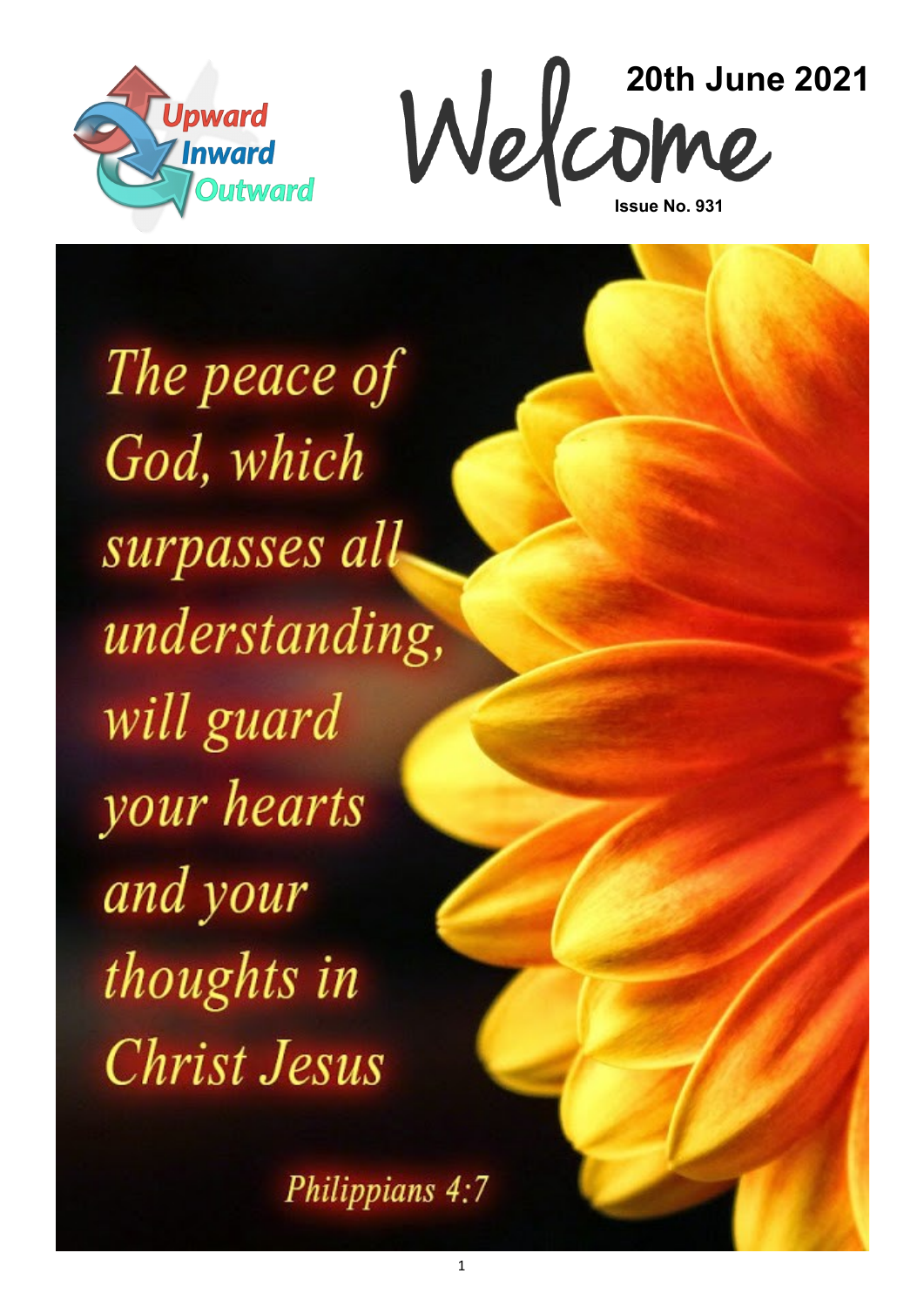Upward
Inward
Outward

# Welcome

**20th June 2021**

**Issue No. 931**

*The peace of God, which surpasses all understanding, will guard your hearts and your thoughts in Christ Jesus*

*Philippians 4:7*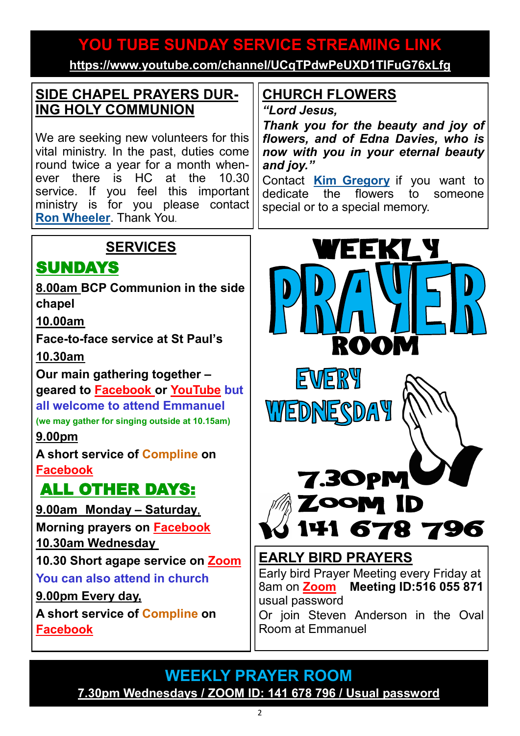## YOU TUBE SUNDAY SERVICE STREAMING LINK

**https://www.youtube.com/channel/UCqTPdwPeUXD1TIFuG76xLfg**

## SIDE CHAPEL PRAYERS DURING HOLY COMMUNION

We are seeking new volunteers for this vital ministry. In the past, duties come round twice a year for a month whenever there is HC at the 10.30 service. If you feel this important ministry is for you please contact **Ron Wheeler**. Thank You.

## CHURCH FLOWERS

***"Lord Jesus,***

***Thank you for the beauty and joy of flowers, and of Edna Davies, who is now with you in your eternal beauty and joy."***

Contact **Kim Gregory** if you want to dedicate the flowers to someone special or to a special memory.

## SERVICES

### SUNDAYS

**8.00am BCP Communion in the side chapel**

**10.00am**

**Face-to-face service at St Paul's**

**10.30am**

**Our main gathering together – geared to Facebook or YouTube but all welcome to attend Emmanuel**

**(we may gather for singing outside at 10.15am)**

**9.00pm**

**A short service of Compline on Facebook**

### ALL OTHER DAYS:

**9.00am Monday – Saturday,**

**Morning prayers on Facebook**

**10.30am Wednesday**

**10.30 Short agape service on Zoom**

**You can also attend in church**

**9.00pm Every day,**

**A short service of Compline on Facebook**

## WEEKLY PRAYER ROOM

EVERY WEDNESDAY

7.30PM

ZOOM ID

141 678 796

## EARLY BIRD PRAYERS

Early bird Prayer Meeting every Friday at 8am on **Zoom** **Meeting ID:516 055 871** usual password

Or join Steven Anderson in the Oval Room at Emmanuel

## WEEKLY PRAYER ROOM

**7.30pm Wednesdays / ZOOM ID: 141 678 796 / Usual password**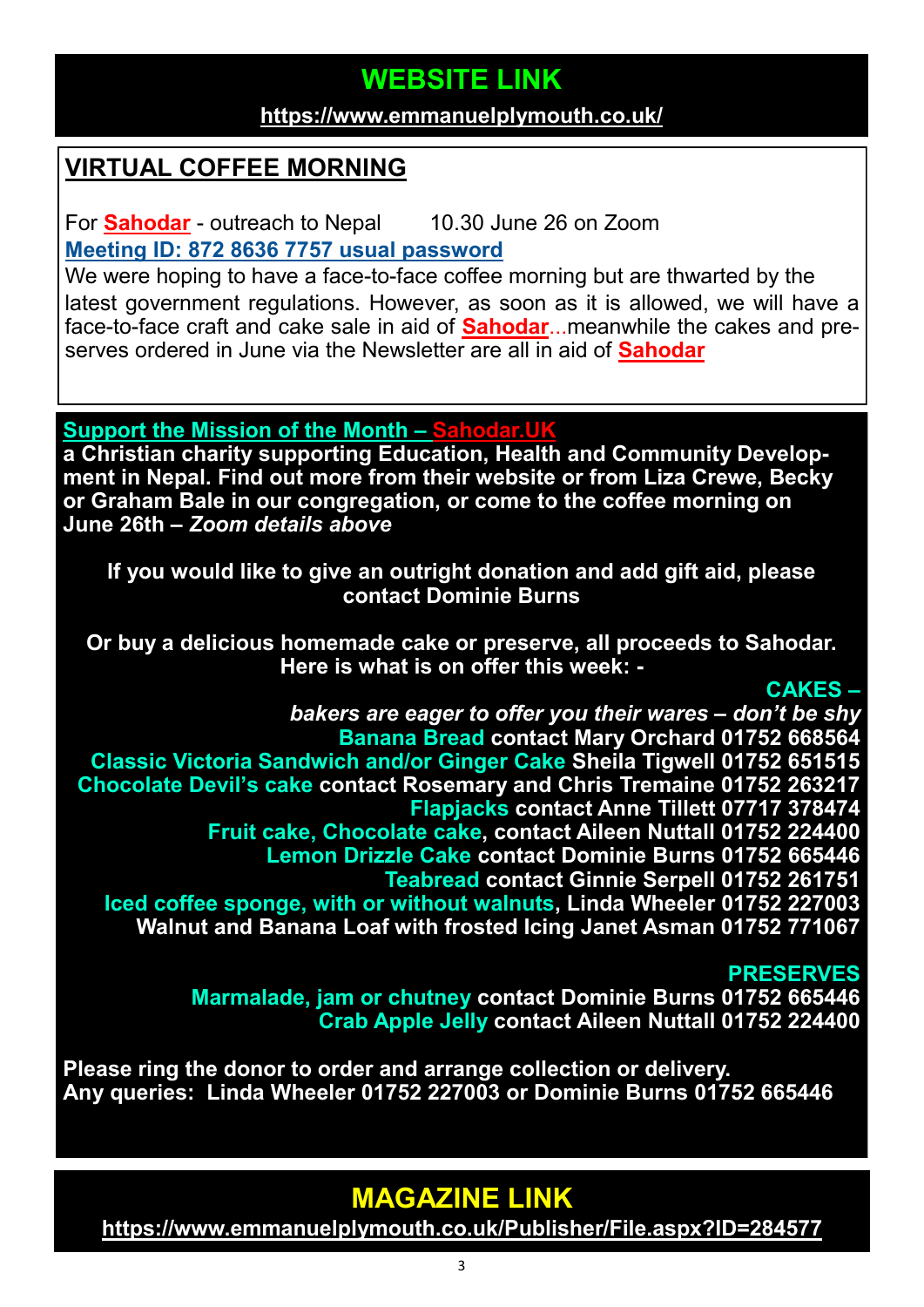## WEBSITE LINK

**https://www.emmanuelplymouth.co.uk/**

## VIRTUAL COFFEE MORNING

For **Sahodar** - outreach to Nepal 10.30 June 26 on Zoom

**Meeting ID: 872 8636 7757 usual password**

We were hoping to have a face-to-face coffee morning but are thwarted by the latest government regulations. However, as soon as it is allowed, we will have a face-to-face craft and cake sale in aid of **Sahodar**...meanwhile the cakes and preserves ordered in June via the Newsletter are all in aid of **Sahodar**

**Support the Mission of the Month – Sahodar.UK**

**a Christian charity supporting Education, Health and Community Development in Nepal. Find out more from their website or from Liza Crewe, Becky or Graham Bale in our congregation, or come to the coffee morning on June 26th – *Zoom details above***

**If you would like to give an outright donation and add gift aid, please contact Dominie Burns**

**Or buy a delicious homemade cake or preserve, all proceeds to Sahodar. Here is what is on offer this week: -**

**CAKES –**

***bakers are eager to offer you their wares – don't be shy***

**Banana Bread contact Mary Orchard 01752 668564**

**Classic Victoria Sandwich and/or Ginger Cake Sheila Tigwell 01752 651515**

**Chocolate Devil's cake contact Rosemary and Chris Tremaine 01752 263217**

**Flapjacks contact Anne Tillett 07717 378474**

**Fruit cake, Chocolate cake, contact Aileen Nuttall 01752 224400**

**Lemon Drizzle Cake contact Dominie Burns 01752 665446**

**Teabread contact Ginnie Serpell 01752 261751**

**Iced coffee sponge, with or without walnuts, Linda Wheeler 01752 227003**

**Walnut and Banana Loaf with frosted Icing Janet Asman 01752 771067**

**PRESERVES**

**Marmalade, jam or chutney contact Dominie Burns 01752 665446**

**Crab Apple Jelly contact Aileen Nuttall 01752 224400**

**Please ring the donor to order and arrange collection or delivery.**
**Any queries: Linda Wheeler 01752 227003 or Dominie Burns 01752 665446**

## MAGAZINE LINK

**https://www.emmanuelplymouth.co.uk/Publisher/File.aspx?ID=284577**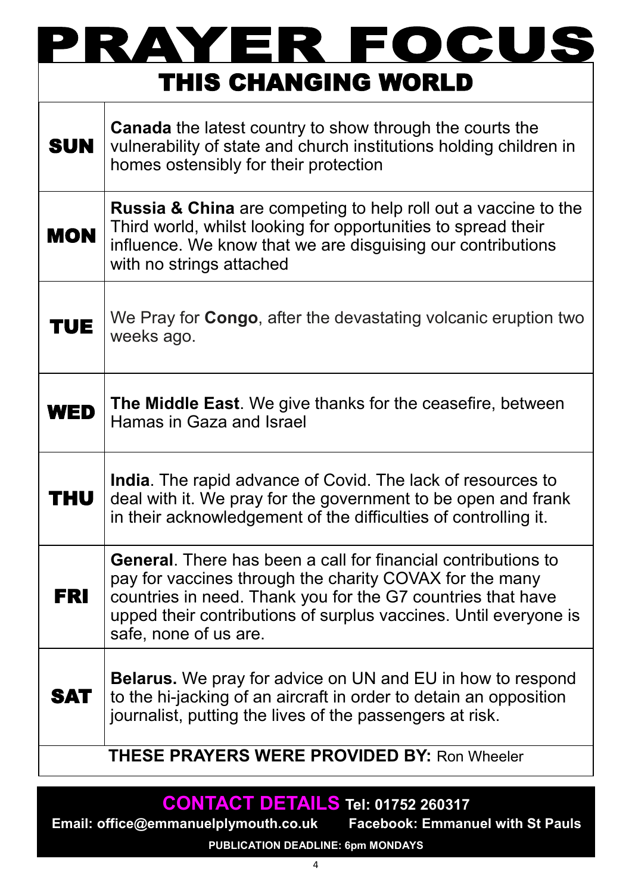# PRAYER FOCUS

## THIS CHANGING WORLD

| | |
|---|---|
| **SUN** | **Canada** the latest country to show through the courts the vulnerability of state and church institutions holding children in homes ostensibly for their protection |
| **MON** | **Russia & China** are competing to help roll out a vaccine to the Third world, whilst looking for opportunities to spread their influence. We know that we are disguising our contributions with no strings attached |
| **TUE** | We Pray for **Congo**, after the devastating volcanic eruption two weeks ago. |
| **WED** | **The Middle East**. We give thanks for the ceasefire, between Hamas in Gaza and Israel |
| **THU** | **India**. The rapid advance of Covid. The lack of resources to deal with it. We pray for the government to be open and frank in their acknowledgement of the difficulties of controlling it. |
| **FRI** | **General**. There has been a call for financial contributions to pay for vaccines through the charity COVAX for the many countries in need. Thank you for the G7 countries that have upped their contributions of surplus vaccines. Until everyone is safe, none of us are. |
| **SAT** | **Belarus.** We pray for advice on UN and EU in how to respond to the hi-jacking of an aircraft in order to detain an opposition journalist, putting the lives of the passengers at risk. |

**THESE PRAYERS WERE PROVIDED BY:** Ron Wheeler

**CONTACT DETAILS Tel: 01752 260317**

**Email: office@emmanuelplymouth.co.uk Facebook: Emmanuel with St Pauls**

**PUBLICATION DEADLINE: 6pm MONDAYS**